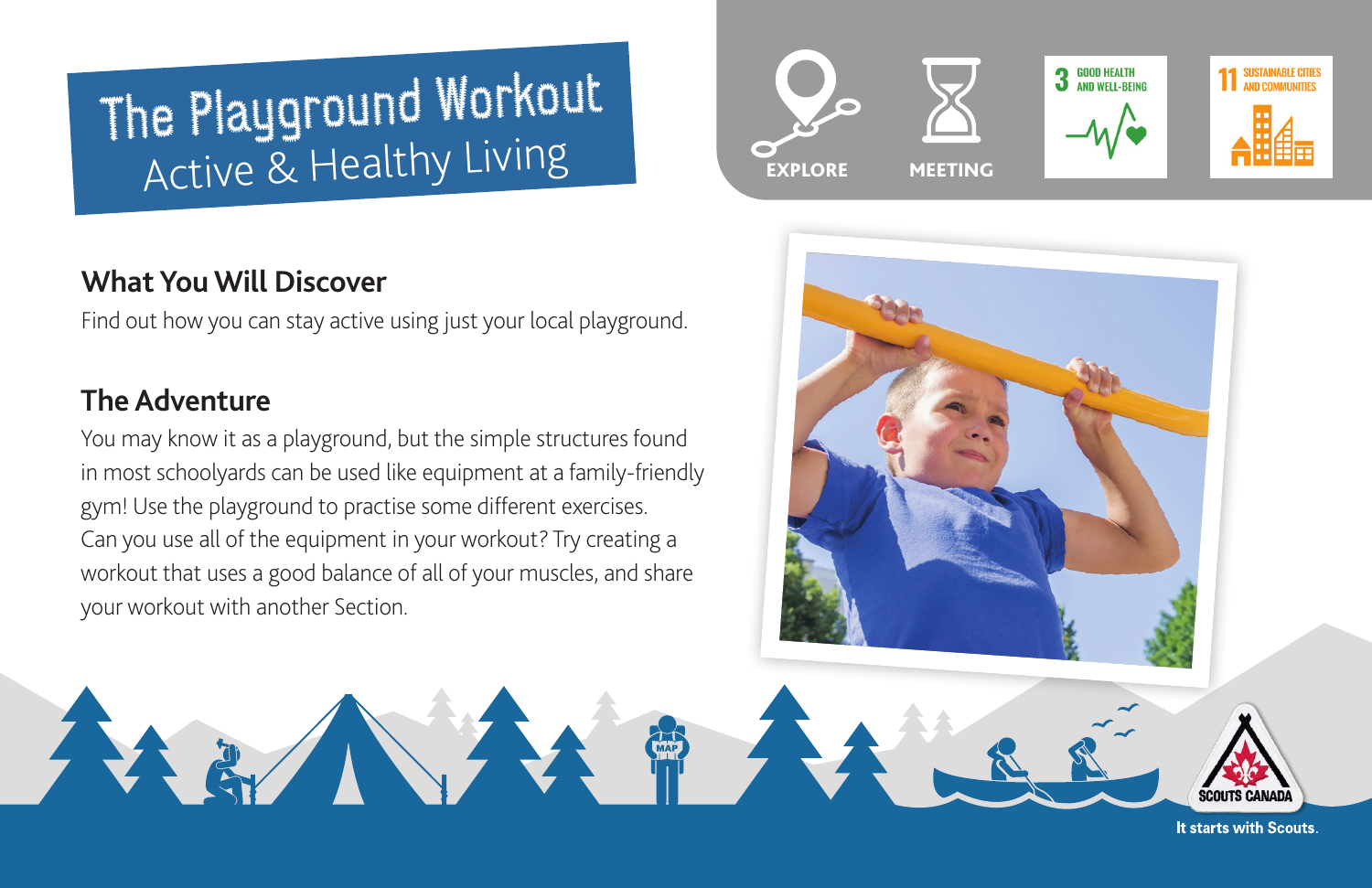# The Playground Workout
## Active & Healthy Living

EXPLORE

MEETING

3 GOOD HEALTH AND WELL-BEING

11 SUSTAINABLE CITIES AND COMMUNITIES

### What You Will Discover

Find out how you can stay active using just your local playground.

### The Adventure

You may know it as a playground, but the simple structures found in most schoolyards can be used like equipment at a family-friendly gym! Use the playground to practise some different exercises. Can you use all of the equipment in your workout? Try creating a workout that uses a good balance of all of your muscles, and share your workout with another Section.

SCOUTS CANADA

It starts with Scouts.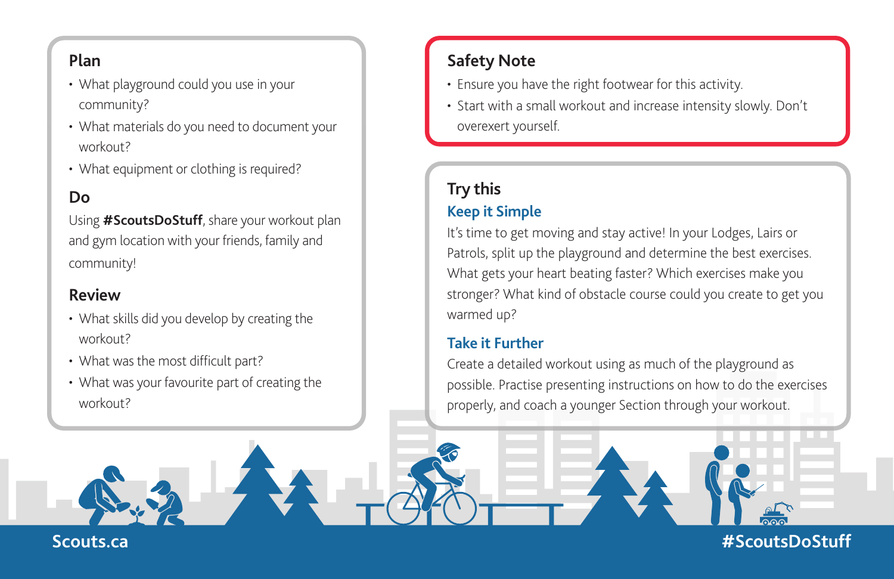## Plan

- What playground could you use in your community?
- What materials do you need to document your workout?
- What equipment or clothing is required?

## Do

Using **#ScoutsDoStuff**, share your workout plan and gym location with your friends, family and community!

## Review

- What skills did you develop by creating the workout?
- What was the most difficult part?
- What was your favourite part of creating the workout?

## Safety Note

- Ensure you have the right footwear for this activity.
- Start with a small workout and increase intensity slowly. Don't overexert yourself.

## Try this

### Keep it Simple

It's time to get moving and stay active! In your Lodges, Lairs or Patrols, split up the playground and determine the best exercises. What gets your heart beating faster? Which exercises make you stronger? What kind of obstacle course could you create to get you warmed up?

### Take it Further

Create a detailed workout using as much of the playground as possible. Practise presenting instructions on how to do the exercises properly, and coach a younger Section through your workout.

Scouts.ca

#ScoutsDoStuff